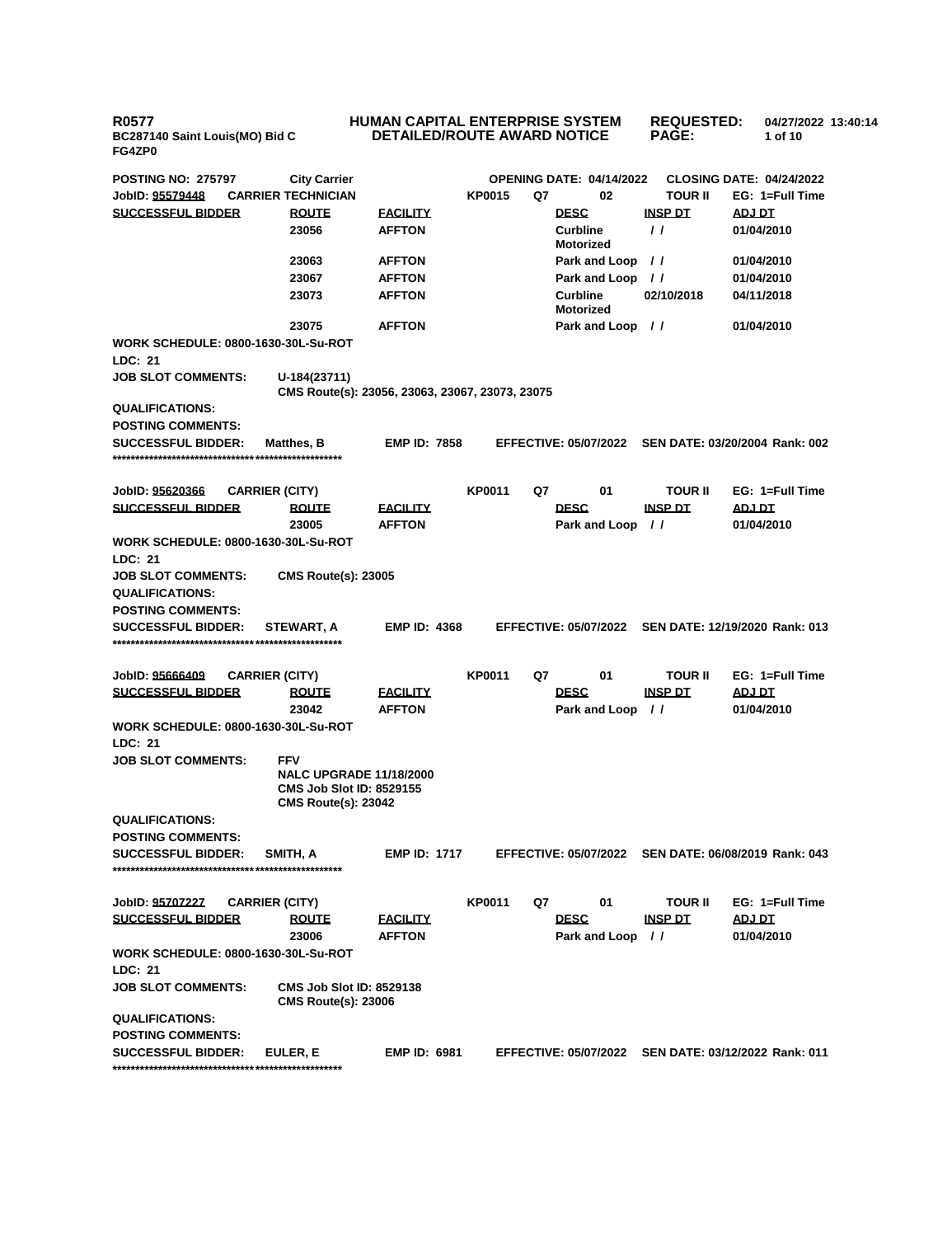**R0577** **HUMAN CAPITAL ENTERPRISE SYSTEM** **REQUESTED: 04/27/2022 13:40:14**
**BC287140 Saint Louis(MO) Bid C FG4ZP0** **DETAILED/ROUTE AWARD NOTICE**

**POSTING NO: 275797** **City Carrier** **OPENING DATE: 04/14/2022** **CLOSING DATE: 04/24/2022**

**JobID: 95579448** **CARRIER TECHNICIAN** **KP0015** **Q7** **02** **TOUR II** **EG: 1=Full Time**

| SUCCESSFUL BIDDER | ROUTE | FACILITY | DESC | INSP DT | ADJ DT |
|---|---|---|---|---|---|
| | 23056 | AFFTON | Curbline Motorized | / / | 01/04/2010 |
| | 23063 | AFFTON | Park and Loop | / / | 01/04/2010 |
| | 23067 | AFFTON | Park and Loop | / / | 01/04/2010 |
| | 23073 | AFFTON | Curbline Motorized | 02/10/2018 | 04/11/2018 |
| | 23075 | AFFTON | Park and Loop | / / | 01/04/2010 |

**WORK SCHEDULE: 0800-1630-30L-Su-ROT**
**LDC: 21**
**JOB SLOT COMMENTS:** U-184(23711)
CMS Route(s): 23056, 23063, 23067, 23073, 23075
**QUALIFICATIONS:**
**POSTING COMMENTS:**
**SUCCESSFUL BIDDER:** Matthes, B **EMP ID: 7858** **EFFECTIVE: 05/07/2022** **SEN DATE: 03/20/2004 Rank: 002**

**************************************************

**JobID: 95620366** **CARRIER (CITY)** **KP0011** **Q7** **01** **TOUR II** **EG: 1=Full Time**

| SUCCESSFUL BIDDER | ROUTE | FACILITY | DESC | INSP DT | ADJ DT |
|---|---|---|---|---|---|
| | 23005 | AFFTON | Park and Loop | / / | 01/04/2010 |

**WORK SCHEDULE: 0800-1630-30L-Su-ROT**
**LDC: 21**
**JOB SLOT COMMENTS:** CMS Route(s): 23005
**QUALIFICATIONS:**
**POSTING COMMENTS:**
**SUCCESSFUL BIDDER:** STEWART, A **EMP ID: 4368** **EFFECTIVE: 05/07/2022** **SEN DATE: 12/19/2020 Rank: 013**

**************************************************

**JobID: 95666409** **CARRIER (CITY)** **KP0011** **Q7** **01** **TOUR II** **EG: 1=Full Time**

| SUCCESSFUL BIDDER | ROUTE | FACILITY | DESC | INSP DT | ADJ DT |
|---|---|---|---|---|---|
| | 23042 | AFFTON | Park and Loop | / / | 01/04/2010 |

**WORK SCHEDULE: 0800-1630-30L-Su-ROT**
**LDC: 21**
**JOB SLOT COMMENTS:** FFV
NALC UPGRADE 11/18/2000
CMS Job Slot ID: 8529155
CMS Route(s): 23042
**QUALIFICATIONS:**
**POSTING COMMENTS:**
**SUCCESSFUL BIDDER:** SMITH, A **EMP ID: 1717** **EFFECTIVE: 05/07/2022** **SEN DATE: 06/08/2019 Rank: 043**

**************************************************

**JobID: 95707227** **CARRIER (CITY)** **KP0011** **Q7** **01** **TOUR II** **EG: 1=Full Time**

| SUCCESSFUL BIDDER | ROUTE | FACILITY | DESC | INSP DT | ADJ DT |
|---|---|---|---|---|---|
| | 23006 | AFFTON | Park and Loop | / / | 01/04/2010 |

**WORK SCHEDULE: 0800-1630-30L-Su-ROT**
**LDC: 21**
**JOB SLOT COMMENTS:** CMS Job Slot ID: 8529138
CMS Route(s): 23006
**QUALIFICATIONS:**
**POSTING COMMENTS:**
**SUCCESSFUL BIDDER:** EULER, E **EMP ID: 6981** **EFFECTIVE: 05/07/2022** **SEN DATE: 03/12/2022 Rank: 011**

**************************************************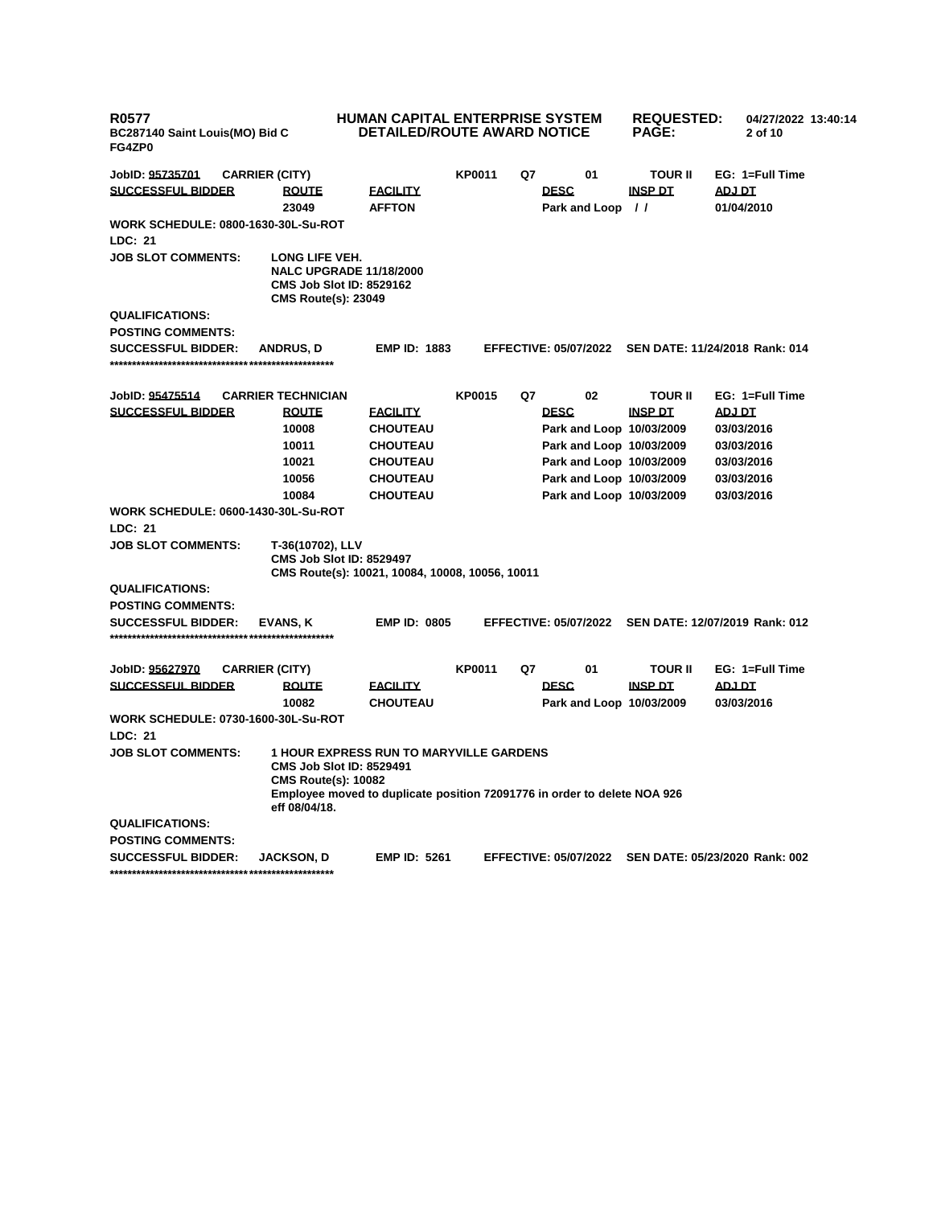**R0577** **HUMAN CAPITAL ENTERPRISE SYSTEM** **REQUESTED:** **04/27/2022 13:40:14**
**BC287140 Saint Louis(MO) Bid C** **DETAILED/ROUTE AWARD NOTICE**
**FG4ZP0**

| JobID: 95735701 | CARRIER (CITY) | | KP0011 | Q7 | 01 | TOUR II | EG: 1=Full Time |
|---|---|---|---|---|---|---|---|
| **SUCCESSFUL BIDDER** | **ROUTE** | **FACILITY** | | | **DESC** | **INSP DT** | **ADJ DT** |
| | 23049 | AFFTON | | | Park and Loop | / / | 01/04/2010 |

**WORK SCHEDULE: 0800-1630-30L-Su-ROT**

**LDC: 21**

**JOB SLOT COMMENTS:** LONG LIFE VEH.
NALC UPGRADE 11/18/2000
CMS Job Slot ID: 8529162
CMS Route(s): 23049

**QUALIFICATIONS:**

**POSTING COMMENTS:**

**SUCCESSFUL BIDDER:** ANDRUS, D **EMP ID:** 1883 **EFFECTIVE:** 05/07/2022 **SEN DATE:** 11/24/2018 **Rank:** 014

**************************************************

| JobID: 95475514 | CARRIER TECHNICIAN | | KP0015 | Q7 | 02 | TOUR II | EG: 1=Full Time |
|---|---|---|---|---|---|---|---|
| **SUCCESSFUL BIDDER** | **ROUTE** | **FACILITY** | | | **DESC** | **INSP DT** | **ADJ DT** |
| | 10008 | CHOUTEAU | | | Park and Loop | 10/03/2009 | 03/03/2016 |
| | 10011 | CHOUTEAU | | | Park and Loop | 10/03/2009 | 03/03/2016 |
| | 10021 | CHOUTEAU | | | Park and Loop | 10/03/2009 | 03/03/2016 |
| | 10056 | CHOUTEAU | | | Park and Loop | 10/03/2009 | 03/03/2016 |
| | 10084 | CHOUTEAU | | | Park and Loop | 10/03/2009 | 03/03/2016 |

**WORK SCHEDULE: 0600-1430-30L-Su-ROT**

**LDC: 21**

**JOB SLOT COMMENTS:** T-36(10702), LLV
CMS Job Slot ID: 8529497
CMS Route(s): 10021, 10084, 10008, 10056, 10011

**QUALIFICATIONS:**

**POSTING COMMENTS:**

**SUCCESSFUL BIDDER:** EVANS, K **EMP ID:** 0805 **EFFECTIVE:** 05/07/2022 **SEN DATE:** 12/07/2019 **Rank:** 012

**************************************************

| JobID: 95627970 | CARRIER (CITY) | | KP0011 | Q7 | 01 | TOUR II | EG: 1=Full Time |
|---|---|---|---|---|---|---|---|
| **SUCCESSFUL BIDDER** | **ROUTE** | **FACILITY** | | | **DESC** | **INSP DT** | **ADJ DT** |
| | 10082 | CHOUTEAU | | | Park and Loop | 10/03/2009 | 03/03/2016 |

**WORK SCHEDULE: 0730-1600-30L-Su-ROT**

**LDC: 21**

**JOB SLOT COMMENTS:** 1 HOUR EXPRESS RUN TO MARYVILLE GARDENS
CMS Job Slot ID: 8529491
CMS Route(s): 10082
Employee moved to duplicate position 72091776 in order to delete NOA 926 eff 08/04/18.

**QUALIFICATIONS:**

**POSTING COMMENTS:**

**SUCCESSFUL BIDDER:** JACKSON, D **EMP ID:** 5261 **EFFECTIVE:** 05/07/2022 **SEN DATE:** 05/23/2020 **Rank:** 002

**************************************************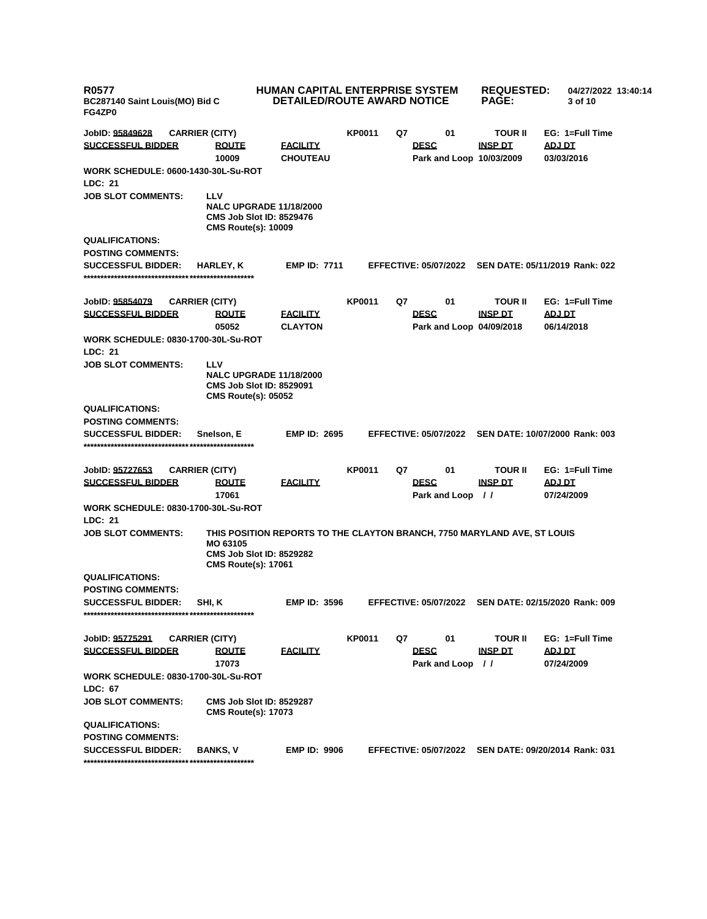JobID: 95849628 CARRIER (CITY) KP0011 Q7 01 TOUR II EG: 1=Full Time

| SUCCESSFUL BIDDER | ROUTE | FACILITY | DESC | INSP DT | ADJ DT |
|---|---|---|---|---|---|
| | 10009 | CHOUTEAU | Park and Loop | 10/03/2009 | 03/03/2016 |

WORK SCHEDULE: 0600-1430-30L-Su-ROT

LDC: 21

JOB SLOT COMMENTS: LLV
NALC UPGRADE 11/18/2000
CMS Job Slot ID: 8529476
CMS Route(s): 10009

QUALIFICATIONS:

POSTING COMMENTS:

SUCCESSFUL BIDDER: HARLEY, K EMP ID: 7711 EFFECTIVE: 05/07/2022 SEN DATE: 05/11/2019 Rank: 022

**************************************************

JobID: 95854079 CARRIER (CITY) KP0011 Q7 01 TOUR II EG: 1=Full Time

| SUCCESSFUL BIDDER | ROUTE | FACILITY | DESC | INSP DT | ADJ DT |
|---|---|---|---|---|---|
| | 05052 | CLAYTON | Park and Loop | 04/09/2018 | 06/14/2018 |

WORK SCHEDULE: 0830-1700-30L-Su-ROT

LDC: 21

JOB SLOT COMMENTS: LLV
NALC UPGRADE 11/18/2000
CMS Job Slot ID: 8529091
CMS Route(s): 05052

QUALIFICATIONS:

POSTING COMMENTS:

SUCCESSFUL BIDDER: Snelson, E EMP ID: 2695 EFFECTIVE: 05/07/2022 SEN DATE: 10/07/2000 Rank: 003

**************************************************

JobID: 95727653 CARRIER (CITY) KP0011 Q7 01 TOUR II EG: 1=Full Time

| SUCCESSFUL BIDDER | ROUTE | FACILITY | DESC | INSP DT | ADJ DT |
|---|---|---|---|---|---|
| | 17061 | | Park and Loop | / / | 07/24/2009 |

WORK SCHEDULE: 0830-1700-30L-Su-ROT

LDC: 21

JOB SLOT COMMENTS: THIS POSITION REPORTS TO THE CLAYTON BRANCH, 7750 MARYLAND AVE, ST LOUIS MO 63105
CMS Job Slot ID: 8529282
CMS Route(s): 17061

QUALIFICATIONS:

POSTING COMMENTS:

SUCCESSFUL BIDDER: SHI, K EMP ID: 3596 EFFECTIVE: 05/07/2022 SEN DATE: 02/15/2020 Rank: 009

**************************************************

JobID: 95775291 CARRIER (CITY) KP0011 Q7 01 TOUR II EG: 1=Full Time

| SUCCESSFUL BIDDER | ROUTE | FACILITY | DESC | INSP DT | ADJ DT |
|---|---|---|---|---|---|
| | 17073 | | Park and Loop | / / | 07/24/2009 |

WORK SCHEDULE: 0830-1700-30L-Su-ROT

LDC: 67

JOB SLOT COMMENTS: CMS Job Slot ID: 8529287
CMS Route(s): 17073

QUALIFICATIONS:

POSTING COMMENTS:

SUCCESSFUL BIDDER: BANKS, V EMP ID: 9906 EFFECTIVE: 05/07/2022 SEN DATE: 09/20/2014 Rank: 031

**************************************************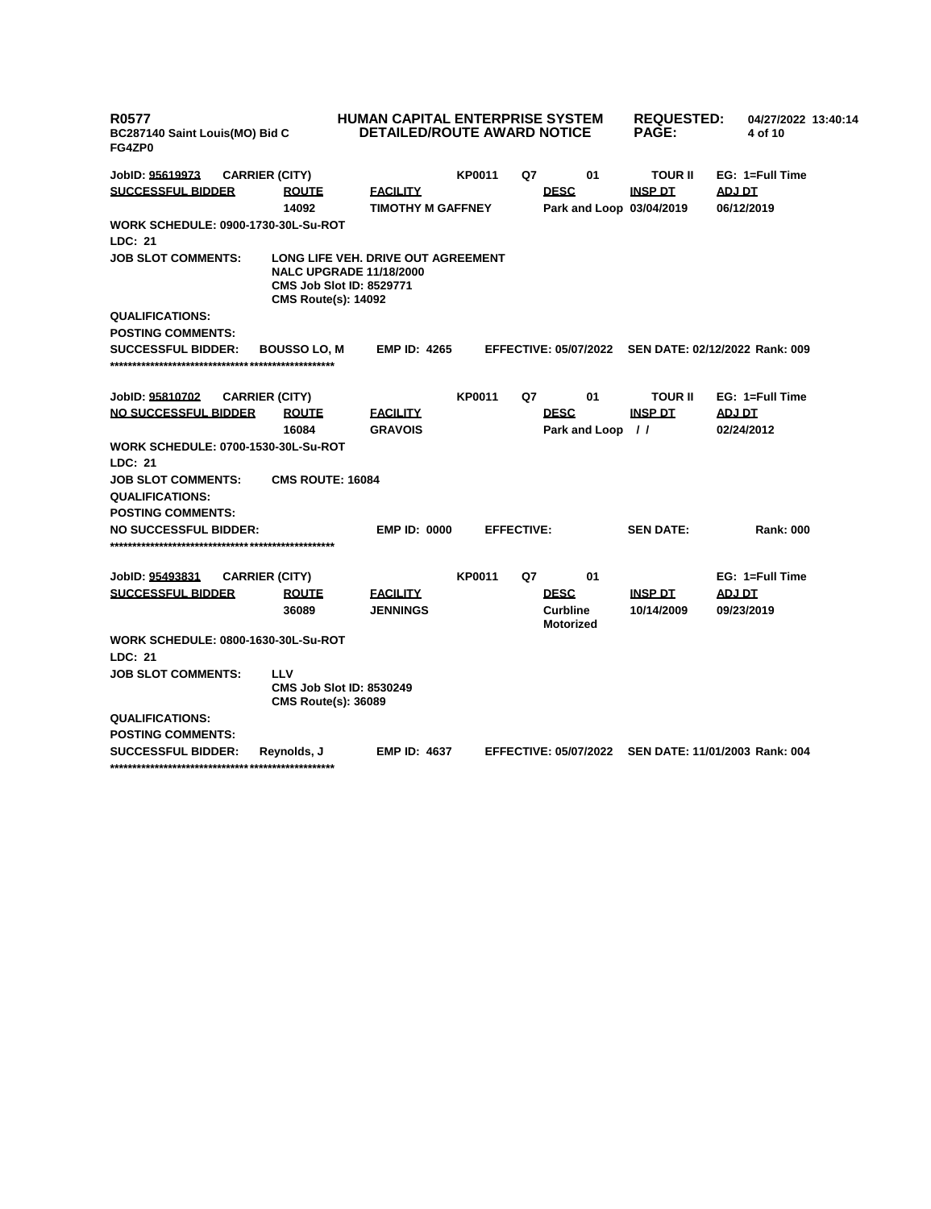R0577
BC287140 Saint Louis(MO) Bid C
FG4ZP0

HUMAN CAPITAL ENTERPRISE SYSTEM
DETAILED/ROUTE AWARD NOTICE

REQUESTED: 04/27/2022 13:40:14

---

**JobID: 95619973** **CARRIER (CITY)** **KP0011** **Q7** **01** **TOUR II** **EG: 1=Full Time**

| SUCCESSFUL BIDDER | ROUTE | FACILITY | DESC | INSP DT | ADJ DT |
|---|---|---|---|---|---|
| | 14092 | TIMOTHY M GAFFNEY | Park and Loop | 03/04/2019 | 06/12/2019 |

**WORK SCHEDULE: 0900-1730-30L-Su-ROT**

**LDC: 21**

**JOB SLOT COMMENTS:** LONG LIFE VEH. DRIVE OUT AGREEMENT
NALC UPGRADE 11/18/2000
CMS Job Slot ID: 8529771
CMS Route(s): 14092

**QUALIFICATIONS:**

**POSTING COMMENTS:**

**SUCCESSFUL BIDDER:** BOUSSO LO, M **EMP ID:** 4265 **EFFECTIVE:** 05/07/2022 **SEN DATE:** 02/12/2022 **Rank:** 009

***************************************************

**JobID: 95810702** **CARRIER (CITY)** **KP0011** **Q7** **01** **TOUR II** **EG: 1=Full Time**

| NO SUCCESSFUL BIDDER | ROUTE | FACILITY | DESC | INSP DT | ADJ DT |
|---|---|---|---|---|---|
| | 16084 | GRAVOIS | Park and Loop | / / | 02/24/2012 |

**WORK SCHEDULE: 0700-1530-30L-Su-ROT**

**LDC: 21**

**JOB SLOT COMMENTS:** CMS ROUTE: 16084

**QUALIFICATIONS:**

**POSTING COMMENTS:**

**NO SUCCESSFUL BIDDER:** **EMP ID:** 0000 **EFFECTIVE:** **SEN DATE:** **Rank:** 000

***************************************************

**JobID: 95493831** **CARRIER (CITY)** **KP0011** **Q7** **01** **EG: 1=Full Time**

| SUCCESSFUL BIDDER | ROUTE | FACILITY | DESC | INSP DT | ADJ DT |
|---|---|---|---|---|---|
| | 36089 | JENNINGS | Curbline Motorized | 10/14/2009 | 09/23/2019 |

**WORK SCHEDULE: 0800-1630-30L-Su-ROT**

**LDC: 21**

**JOB SLOT COMMENTS:** LLV
CMS Job Slot ID: 8530249
CMS Route(s): 36089

**QUALIFICATIONS:**

**POSTING COMMENTS:**

**SUCCESSFUL BIDDER:** Reynolds, J **EMP ID:** 4637 **EFFECTIVE:** 05/07/2022 **SEN DATE:** 11/01/2003 **Rank:** 004

***************************************************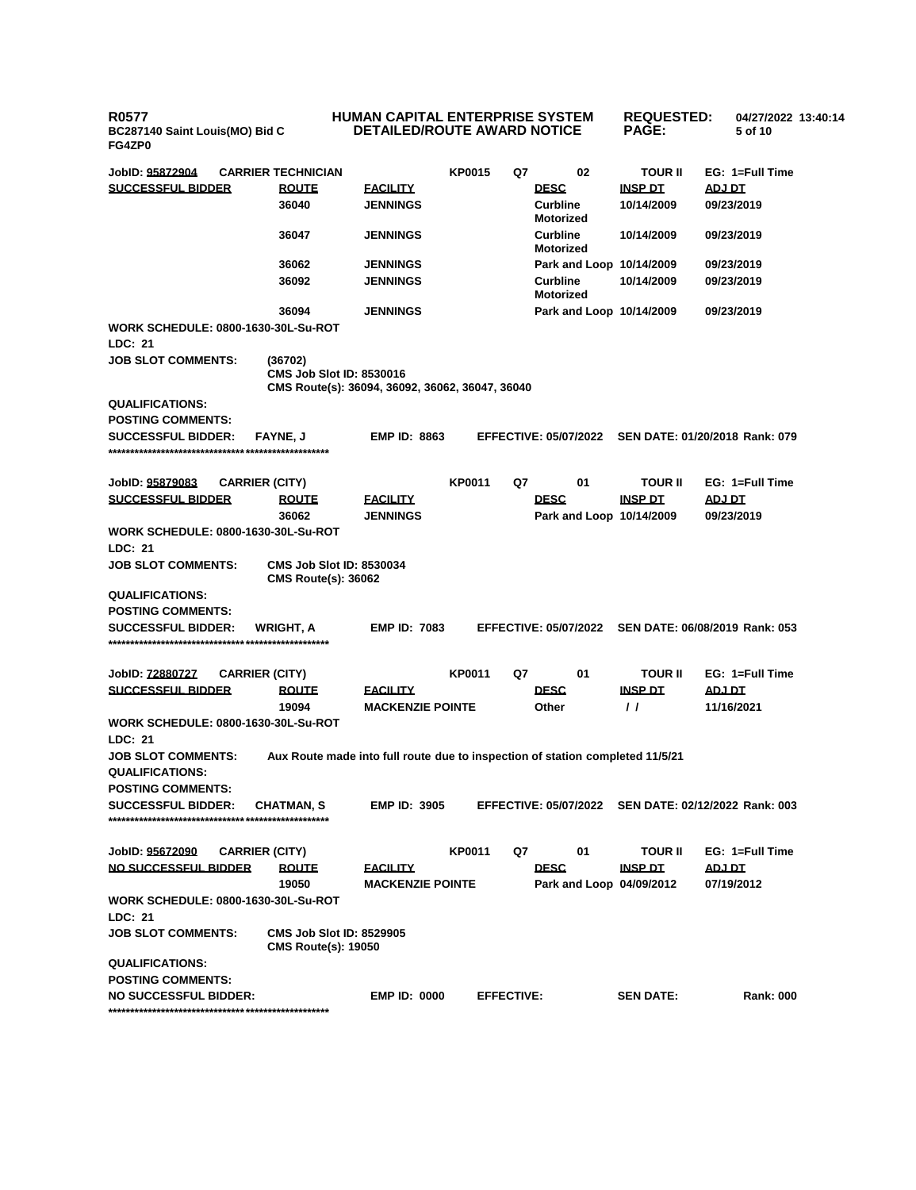**R0577** **HUMAN CAPITAL ENTERPRISE SYSTEM** **REQUESTED:** **04/27/2022 13:40:14**
**BC287140 Saint Louis(MO) Bid C** **DETAILED/ROUTE AWARD NOTICE**
**FG4ZP0**

**JobID: 95872904** **CARRIER TECHNICIAN** **KP0015** **Q7** **02** **TOUR II** **EG: 1=Full Time**

| SUCCESSFUL BIDDER | ROUTE | FACILITY | DESC | INSP DT | ADJ DT |
|---|---|---|---|---|---|
| | 36040 | JENNINGS | Curbline Motorized | 10/14/2009 | 09/23/2019 |
| | 36047 | JENNINGS | Curbline Motorized | 10/14/2009 | 09/23/2019 |
| | 36062 | JENNINGS | Park and Loop | 10/14/2009 | 09/23/2019 |
| | 36092 | JENNINGS | Curbline Motorized | 10/14/2009 | 09/23/2019 |
| | 36094 | JENNINGS | Park and Loop | 10/14/2009 | 09/23/2019 |

**WORK SCHEDULE: 0800-1630-30L-Su-ROT**
**LDC: 21**
**JOB SLOT COMMENTS:** (36702)
CMS Job Slot ID: 8530016
CMS Route(s): 36094, 36092, 36062, 36047, 36040
**QUALIFICATIONS:**
**POSTING COMMENTS:**
**SUCCESSFUL BIDDER:** FAYNE, J **EMP ID: 8863** **EFFECTIVE: 05/07/2022** **SEN DATE: 01/20/2018 Rank: 079**
**************************************************

**JobID: 95879083** **CARRIER (CITY)** **KP0011** **Q7** **01** **TOUR II** **EG: 1=Full Time**

| SUCCESSFUL BIDDER | ROUTE | FACILITY | DESC | INSP DT | ADJ DT |
|---|---|---|---|---|---|
| | 36062 | JENNINGS | Park and Loop | 10/14/2009 | 09/23/2019 |

**WORK SCHEDULE: 0800-1630-30L-Su-ROT**
**LDC: 21**
**JOB SLOT COMMENTS:** CMS Job Slot ID: 8530034
CMS Route(s): 36062
**QUALIFICATIONS:**
**POSTING COMMENTS:**
**SUCCESSFUL BIDDER:** WRIGHT, A **EMP ID: 7083** **EFFECTIVE: 05/07/2022** **SEN DATE: 06/08/2019 Rank: 053**
**************************************************

**JobID: 72880727** **CARRIER (CITY)** **KP0011** **Q7** **01** **TOUR II** **EG: 1=Full Time**

| SUCCESSFUL BIDDER | ROUTE | FACILITY | DESC | INSP DT | ADJ DT |
|---|---|---|---|---|---|
| | 19094 | MACKENZIE POINTE | Other | / / | 11/16/2021 |

**WORK SCHEDULE: 0800-1630-30L-Su-ROT**
**LDC: 21**
**JOB SLOT COMMENTS:** Aux Route made into full route due to inspection of station completed 11/5/21
**QUALIFICATIONS:**
**POSTING COMMENTS:**
**SUCCESSFUL BIDDER:** CHATMAN, S **EMP ID: 3905** **EFFECTIVE: 05/07/2022** **SEN DATE: 02/12/2022 Rank: 003**
**************************************************

**JobID: 95672090** **CARRIER (CITY)** **KP0011** **Q7** **01** **TOUR II** **EG: 1=Full Time**

| NO SUCCESSFUL BIDDER | ROUTE | FACILITY | DESC | INSP DT | ADJ DT |
|---|---|---|---|---|---|
| | 19050 | MACKENZIE POINTE | Park and Loop | 04/09/2012 | 07/19/2012 |

**WORK SCHEDULE: 0800-1630-30L-Su-ROT**
**LDC: 21**
**JOB SLOT COMMENTS:** CMS Job Slot ID: 8529905
CMS Route(s): 19050
**QUALIFICATIONS:**
**POSTING COMMENTS:**
**NO SUCCESSFUL BIDDER:** **EMP ID: 0000** **EFFECTIVE:** **SEN DATE:** **Rank: 000**
**************************************************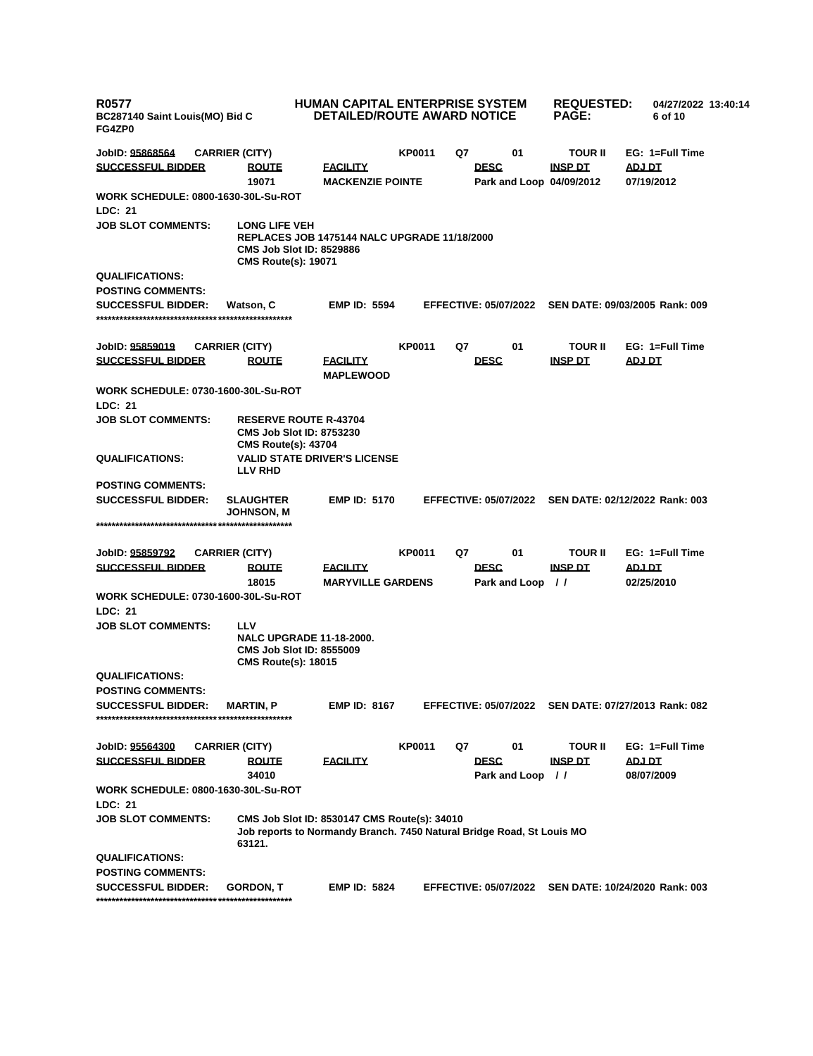**R0577** | **HUMAN CAPITAL ENTERPRISE SYSTEM** | **REQUESTED:** 04/27/2022 13:40:14
**BC287140 Saint Louis(MO) Bid C** | **DETAILED/ROUTE AWARD NOTICE**
**FG4ZP0**

---

**JobID: 95868564** **CARRIER (CITY)** **KP0011** **Q7** **01** **TOUR II** **EG: 1=Full Time**

| SUCCESSFUL BIDDER | ROUTE | FACILITY | DESC | INSP DT | ADJ DT |
|---|---|---|---|---|---|
| | 19071 | MACKENZIE POINTE | Park and Loop | 04/09/2012 | 07/19/2012 |

**WORK SCHEDULE:** 0800-1630-30L-Su-ROT
**LDC:** 21
**JOB SLOT COMMENTS:** LONG LIFE VEH
REPLACES JOB 1475144 NALC UPGRADE 11/18/2000
CMS Job Slot ID: 8529886
CMS Route(s): 19071
**QUALIFICATIONS:**
**POSTING COMMENTS:**
**SUCCESSFUL BIDDER:** Watson, C **EMP ID:** 5594 **EFFECTIVE:** 05/07/2022 **SEN DATE:** 09/03/2005 **Rank:** 009

*************************************************************

**JobID: 95859019** **CARRIER (CITY)** **KP0011** **Q7** **01** **TOUR II** **EG: 1=Full Time**

| SUCCESSFUL BIDDER | ROUTE | FACILITY | DESC | INSP DT | ADJ DT |
|---|---|---|---|---|---|
| | | MAPLEWOOD | | | |

**WORK SCHEDULE:** 0730-1600-30L-Su-ROT
**LDC:** 21
**JOB SLOT COMMENTS:** RESERVE ROUTE R-43704
CMS Job Slot ID: 8753230
CMS Route(s): 43704
**QUALIFICATIONS:** VALID STATE DRIVER'S LICENSE
LLV RHD
**POSTING COMMENTS:**
**SUCCESSFUL BIDDER:** SLAUGHTER JOHNSON, M **EMP ID:** 5170 **EFFECTIVE:** 05/07/2022 **SEN DATE:** 02/12/2022 **Rank:** 003

*************************************************************

**JobID: 95859792** **CARRIER (CITY)** **KP0011** **Q7** **01** **TOUR II** **EG: 1=Full Time**

| SUCCESSFUL BIDDER | ROUTE | FACILITY | DESC | INSP DT | ADJ DT |
|---|---|---|---|---|---|
| | 18015 | MARYVILLE GARDENS | Park and Loop | / / | 02/25/2010 |

**WORK SCHEDULE:** 0730-1600-30L-Su-ROT
**LDC:** 21
**JOB SLOT COMMENTS:** LLV
NALC UPGRADE 11-18-2000.
CMS Job Slot ID: 8555009
CMS Route(s): 18015
**QUALIFICATIONS:**
**POSTING COMMENTS:**
**SUCCESSFUL BIDDER:** MARTIN, P **EMP ID:** 8167 **EFFECTIVE:** 05/07/2022 **SEN DATE:** 07/27/2013 **Rank:** 082

*************************************************************

**JobID: 95564300** **CARRIER (CITY)** **KP0011** **Q7** **01** **TOUR II** **EG: 1=Full Time**

| SUCCESSFUL BIDDER | ROUTE | FACILITY | DESC | INSP DT | ADJ DT |
|---|---|---|---|---|---|
| | 34010 | | Park and Loop | / / | 08/07/2009 |

**WORK SCHEDULE:** 0800-1630-30L-Su-ROT
**LDC:** 21
**JOB SLOT COMMENTS:** CMS Job Slot ID: 8530147 CMS Route(s): 34010
Job reports to Normandy Branch. 7450 Natural Bridge Road, St Louis MO 63121.
**QUALIFICATIONS:**
**POSTING COMMENTS:**
**SUCCESSFUL BIDDER:** GORDON, T **EMP ID:** 5824 **EFFECTIVE:** 05/07/2022 **SEN DATE:** 10/24/2020 **Rank:** 003

*************************************************************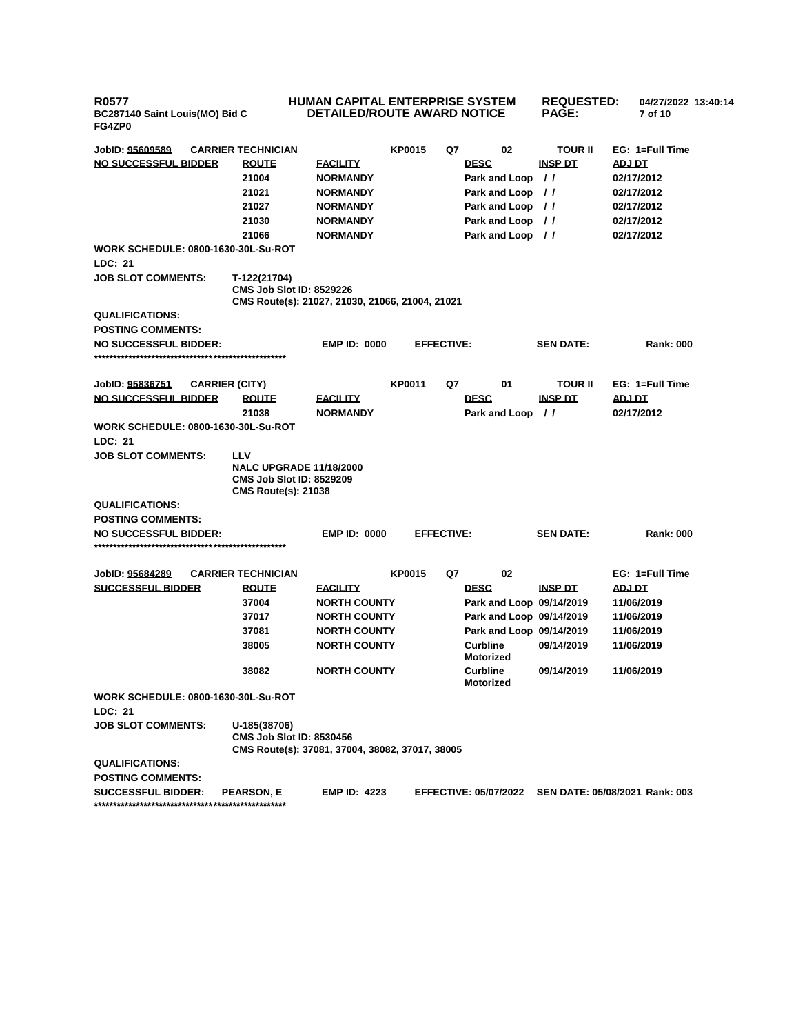**R0577**
**BC287140 Saint Louis(MO) Bid C**
**FG4ZP0**

**HUMAN CAPITAL ENTERPRISE SYSTEM**
**DETAILED/ROUTE AWARD NOTICE**

**REQUESTED:** 04/27/2022 13:40:14

---

**JobID: 95609589** | **CARRIER TECHNICIAN** | **KP0015** | **Q7** | **02** | **TOUR II** | **EG: 1=Full Time**

| NO SUCCESSFUL BIDDER | ROUTE | FACILITY | DESC | INSP DT | ADJ DT |
|---|---|---|---|---|---|
| | 21004 | NORMANDY | Park and Loop | / / | 02/17/2012 |
| | 21021 | NORMANDY | Park and Loop | / / | 02/17/2012 |
| | 21027 | NORMANDY | Park and Loop | / / | 02/17/2012 |
| | 21030 | NORMANDY | Park and Loop | / / | 02/17/2012 |
| | 21066 | NORMANDY | Park and Loop | / / | 02/17/2012 |

**WORK SCHEDULE: 0800-1630-30L-Su-ROT**
**LDC: 21**
**JOB SLOT COMMENTS:** T-122(21704)
CMS Job Slot ID: 8529226
CMS Route(s): 21027, 21030, 21066, 21004, 21021
**QUALIFICATIONS:**
**POSTING COMMENTS:**
**NO SUCCESSFUL BIDDER:** **EMP ID: 0000** **EFFECTIVE:** **SEN DATE:** **Rank: 000**

****************************************************

**JobID: 95836751** | **CARRIER (CITY)** | **KP0011** | **Q7** | **01** | **TOUR II** | **EG: 1=Full Time**

| NO SUCCESSFUL BIDDER | ROUTE | FACILITY | DESC | INSP DT | ADJ DT |
|---|---|---|---|---|---|
| | 21038 | NORMANDY | Park and Loop | / / | 02/17/2012 |

**WORK SCHEDULE: 0800-1630-30L-Su-ROT**
**LDC: 21**
**JOB SLOT COMMENTS:** LLV
NALC UPGRADE 11/18/2000
CMS Job Slot ID: 8529209
CMS Route(s): 21038
**QUALIFICATIONS:**
**POSTING COMMENTS:**
**NO SUCCESSFUL BIDDER:** **EMP ID: 0000** **EFFECTIVE:** **SEN DATE:** **Rank: 000**

****************************************************

**JobID: 95684289** | **CARRIER TECHNICIAN** | **KP0015** | **Q7** | **02** | **EG: 1=Full Time**

| SUCCESSFUL BIDDER | ROUTE | FACILITY | DESC | INSP DT | ADJ DT |
|---|---|---|---|---|---|
| | 37004 | NORTH COUNTY | Park and Loop | 09/14/2019 | 11/06/2019 |
| | 37017 | NORTH COUNTY | Park and Loop | 09/14/2019 | 11/06/2019 |
| | 37081 | NORTH COUNTY | Park and Loop | 09/14/2019 | 11/06/2019 |
| | 38005 | NORTH COUNTY | Curbline Motorized | 09/14/2019 | 11/06/2019 |
| | 38082 | NORTH COUNTY | Curbline Motorized | 09/14/2019 | 11/06/2019 |

**WORK SCHEDULE: 0800-1630-30L-Su-ROT**
**LDC: 21**
**JOB SLOT COMMENTS:** U-185(38706)
CMS Job Slot ID: 8530456
CMS Route(s): 37081, 37004, 38082, 37017, 38005
**QUALIFICATIONS:**
**POSTING COMMENTS:**
**SUCCESSFUL BIDDER:** **PEARSON, E** **EMP ID: 4223** **EFFECTIVE: 05/07/2022** **SEN DATE: 05/08/2021** **Rank: 003**

****************************************************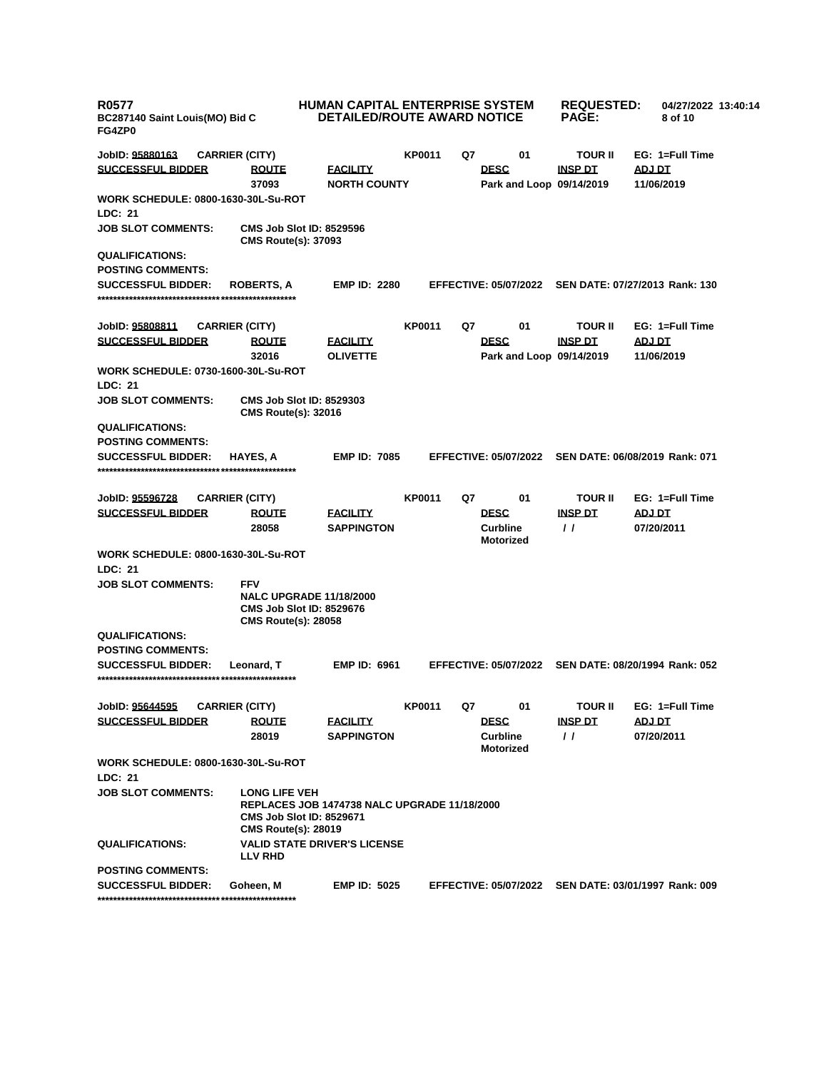**R0577** **HUMAN CAPITAL ENTERPRISE SYSTEM** **REQUESTED:** **04/27/2022 13:40:14**
**BC287140 Saint Louis(MO) Bid C** **DETAILED/ROUTE AWARD NOTICE**
**FG4ZP0**

---

**JobID: 95880163** **CARRIER (CITY)** **KP0011** **Q7** **01** **TOUR II** **EG: 1=Full Time**

| SUCCESSFUL BIDDER | ROUTE | FACILITY | DESC | INSP DT | ADJ DT |
|---|---|---|---|---|---|
| | 37093 | NORTH COUNTY | Park and Loop | 09/14/2019 | 11/06/2019 |

**WORK SCHEDULE: 0800-1630-30L-Su-ROT**
**LDC: 21**
**JOB SLOT COMMENTS:** CMS Job Slot ID: 8529596
CMS Route(s): 37093
**QUALIFICATIONS:**
**POSTING COMMENTS:**
**SUCCESSFUL BIDDER:** ROBERTS, A **EMP ID:** 2280 **EFFECTIVE:** 05/07/2022 **SEN DATE:** 07/27/2013 **Rank:** 130

***************************************************

**JobID: 95808811** **CARRIER (CITY)** **KP0011** **Q7** **01** **TOUR II** **EG: 1=Full Time**

| SUCCESSFUL BIDDER | ROUTE | FACILITY | DESC | INSP DT | ADJ DT |
|---|---|---|---|---|---|
| | 32016 | OLIVETTE | Park and Loop | 09/14/2019 | 11/06/2019 |

**WORK SCHEDULE: 0730-1600-30L-Su-ROT**
**LDC: 21**
**JOB SLOT COMMENTS:** CMS Job Slot ID: 8529303
CMS Route(s): 32016
**QUALIFICATIONS:**
**POSTING COMMENTS:**
**SUCCESSFUL BIDDER:** HAYES, A **EMP ID:** 7085 **EFFECTIVE:** 05/07/2022 **SEN DATE:** 06/08/2019 **Rank:** 071

***************************************************

**JobID: 95596728** **CARRIER (CITY)** **KP0011** **Q7** **01** **TOUR II** **EG: 1=Full Time**

| SUCCESSFUL BIDDER | ROUTE | FACILITY | DESC | INSP DT | ADJ DT |
|---|---|---|---|---|---|
| | 28058 | SAPPINGTON | Curbline Motorized | / / | 07/20/2011 |

**WORK SCHEDULE: 0800-1630-30L-Su-ROT**
**LDC: 21**
**JOB SLOT COMMENTS:** FFV
NALC UPGRADE 11/18/2000
CMS Job Slot ID: 8529676
CMS Route(s): 28058
**QUALIFICATIONS:**
**POSTING COMMENTS:**
**SUCCESSFUL BIDDER:** Leonard, T **EMP ID:** 6961 **EFFECTIVE:** 05/07/2022 **SEN DATE:** 08/20/1994 **Rank:** 052

***************************************************

**JobID: 95644595** **CARRIER (CITY)** **KP0011** **Q7** **01** **TOUR II** **EG: 1=Full Time**

| SUCCESSFUL BIDDER | ROUTE | FACILITY | DESC | INSP DT | ADJ DT |
|---|---|---|---|---|---|
| | 28019 | SAPPINGTON | Curbline Motorized | / / | 07/20/2011 |

**WORK SCHEDULE: 0800-1630-30L-Su-ROT**
**LDC: 21**
**JOB SLOT COMMENTS:** LONG LIFE VEH
REPLACES JOB 1474738 NALC UPGRADE 11/18/2000
CMS Job Slot ID: 8529671
CMS Route(s): 28019
**QUALIFICATIONS:** VALID STATE DRIVER'S LICENSE
LLV RHD
**POSTING COMMENTS:**
**SUCCESSFUL BIDDER:** Goheen, M **EMP ID:** 5025 **EFFECTIVE:** 05/07/2022 **SEN DATE:** 03/01/1997 **Rank:** 009

***************************************************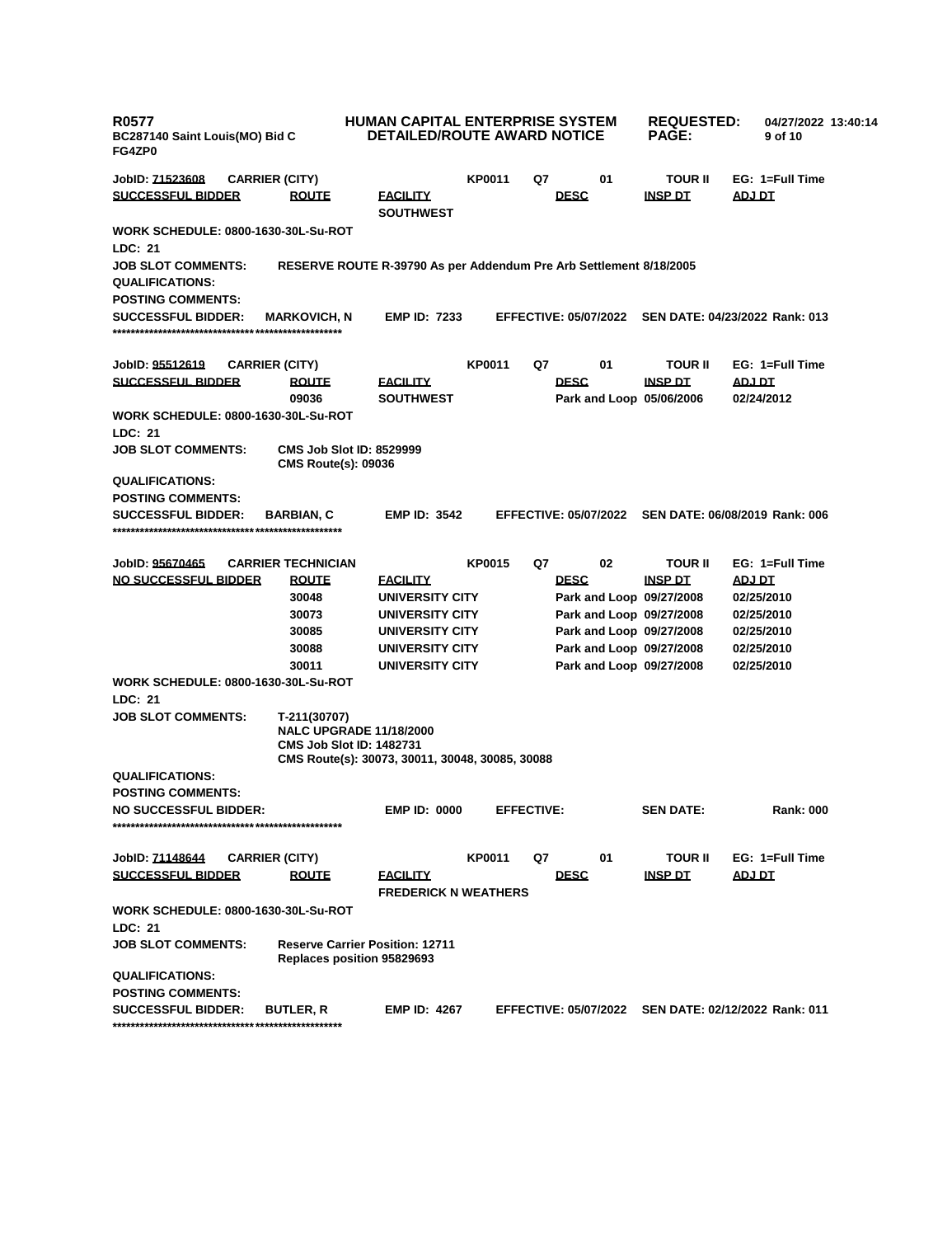**R0577** **HUMAN CAPITAL ENTERPRISE SYSTEM** **REQUESTED:** 04/27/2022 13:40:14
**BC287140 Saint Louis(MO) Bid C** **DETAILED/ROUTE AWARD NOTICE**
**FG4ZP0**

**JobID: 71523608** **CARRIER (CITY)** **KP0011** **Q7** **01** **TOUR II** **EG: 1=Full Time**

| SUCCESSFUL BIDDER | ROUTE | FACILITY | DESC | INSP DT | ADJ DT |
|---|---|---|---|---|---|
| | | SOUTHWEST | | | |

**WORK SCHEDULE: 0800-1630-30L-Su-ROT**
**LDC: 21**
**JOB SLOT COMMENTS:** RESERVE ROUTE R-39790 As per Addendum Pre Arb Settlement 8/18/2005
**QUALIFICATIONS:**
**POSTING COMMENTS:**
**SUCCESSFUL BIDDER:** MARKOVICH, N **EMP ID:** 7233 **EFFECTIVE:** 05/07/2022 **SEN DATE:** 04/23/2022 **Rank:** 013

****************************************************

**JobID: 95512619** **CARRIER (CITY)** **KP0011** **Q7** **01** **TOUR II** **EG: 1=Full Time**

| SUCCESSFUL BIDDER | ROUTE | FACILITY | DESC | INSP DT | ADJ DT |
|---|---|---|---|---|---|
| | 09036 | SOUTHWEST | Park and Loop | 05/06/2006 | 02/24/2012 |

**WORK SCHEDULE: 0800-1630-30L-Su-ROT**
**LDC: 21**
**JOB SLOT COMMENTS:** CMS Job Slot ID: 8529999
CMS Route(s): 09036
**QUALIFICATIONS:**
**POSTING COMMENTS:**
**SUCCESSFUL BIDDER:** BARBIAN, C **EMP ID:** 3542 **EFFECTIVE:** 05/07/2022 **SEN DATE:** 06/08/2019 **Rank:** 006

****************************************************

**JobID: 95670465** **CARRIER TECHNICIAN** **KP0015** **Q7** **02** **TOUR II** **EG: 1=Full Time**

| NO SUCCESSFUL BIDDER | ROUTE | FACILITY | DESC | INSP DT | ADJ DT |
|---|---|---|---|---|---|
| | 30048 | UNIVERSITY CITY | Park and Loop | 09/27/2008 | 02/25/2010 |
| | 30073 | UNIVERSITY CITY | Park and Loop | 09/27/2008 | 02/25/2010 |
| | 30085 | UNIVERSITY CITY | Park and Loop | 09/27/2008 | 02/25/2010 |
| | 30088 | UNIVERSITY CITY | Park and Loop | 09/27/2008 | 02/25/2010 |
| | 30011 | UNIVERSITY CITY | Park and Loop | 09/27/2008 | 02/25/2010 |

**WORK SCHEDULE: 0800-1630-30L-Su-ROT**
**LDC: 21**
**JOB SLOT COMMENTS:** T-211(30707)
NALC UPGRADE 11/18/2000
CMS Job Slot ID: 1482731
CMS Route(s): 30073, 30011, 30048, 30085, 30088
**QUALIFICATIONS:**
**POSTING COMMENTS:**
**NO SUCCESSFUL BIDDER:** **EMP ID:** 0000 **EFFECTIVE:** **SEN DATE:** **Rank:** 000

****************************************************

**JobID: 71148644** **CARRIER (CITY)** **KP0011** **Q7** **01** **TOUR II** **EG: 1=Full Time**

| SUCCESSFUL BIDDER | ROUTE | FACILITY | DESC | INSP DT | ADJ DT |
|---|---|---|---|---|---|
| | | FREDERICK N WEATHERS | | | |

**WORK SCHEDULE: 0800-1630-30L-Su-ROT**
**LDC: 21**
**JOB SLOT COMMENTS:** Reserve Carrier Position: 12711
Replaces position 95829693
**QUALIFICATIONS:**
**POSTING COMMENTS:**
**SUCCESSFUL BIDDER:** BUTLER, R **EMP ID:** 4267 **EFFECTIVE:** 05/07/2022 **SEN DATE:** 02/12/2022 **Rank:** 011

****************************************************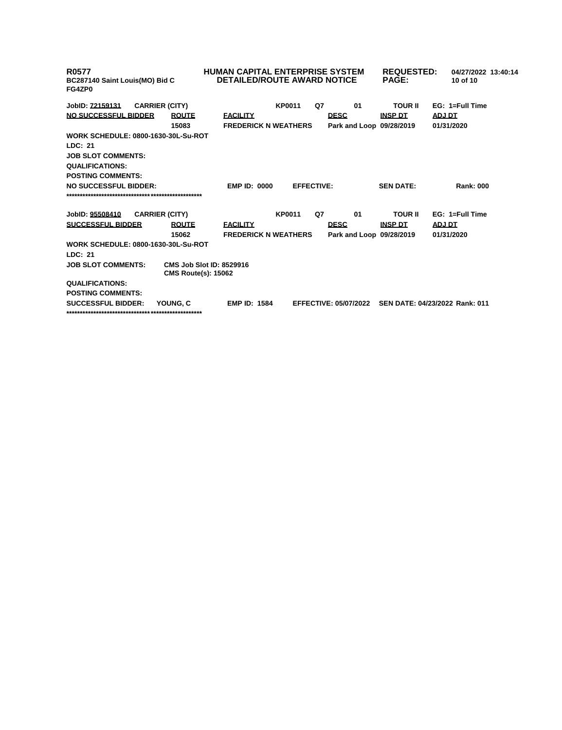R0577 HUMAN CAPITAL ENTERPRISE SYSTEM REQUESTED: 04/27/2022 13:40:14
BC287140 Saint Louis(MO) Bid C DETAILED/ROUTE AWARD NOTICE
FG4ZP0

JobID: 72159131 CARRIER (CITY) KP0011 Q7 01 TOUR II EG: 1=Full Time

| NO SUCCESSFUL BIDDER | ROUTE | FACILITY | DESC | INSP DT | ADJ DT |
|---|---|---|---|---|---|
| | 15083 | FREDERICK N WEATHERS | Park and Loop | 09/28/2019 | 01/31/2020 |

WORK SCHEDULE: 0800-1630-30L-Su-ROT
LDC: 21
JOB SLOT COMMENTS:
QUALIFICATIONS:
POSTING COMMENTS:
NO SUCCESSFUL BIDDER: EMP ID: 0000 EFFECTIVE: SEN DATE: Rank: 000
****************************************************

JobID: 95508410 CARRIER (CITY) KP0011 Q7 01 TOUR II EG: 1=Full Time

| SUCCESSFUL BIDDER | ROUTE | FACILITY | DESC | INSP DT | ADJ DT |
|---|---|---|---|---|---|
| | 15062 | FREDERICK N WEATHERS | Park and Loop | 09/28/2019 | 01/31/2020 |

WORK SCHEDULE: 0800-1630-30L-Su-ROT
LDC: 21
JOB SLOT COMMENTS: CMS Job Slot ID: 8529916
CMS Route(s): 15062
QUALIFICATIONS:
POSTING COMMENTS:
SUCCESSFUL BIDDER: YOUNG, C EMP ID: 1584 EFFECTIVE: 05/07/2022 SEN DATE: 04/23/2022 Rank: 011
****************************************************